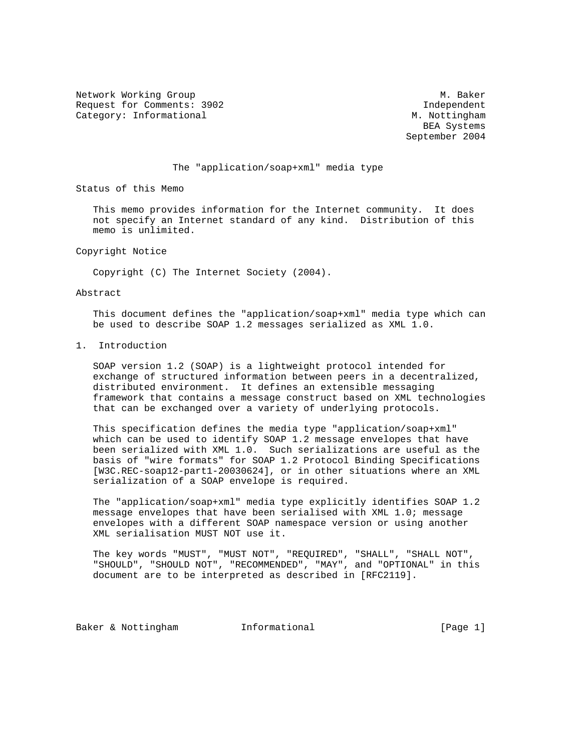Network Working Group M. Baker
Request for Comments: 3902 Independent
Category: Informational M. Nottingham
BEA Systems
September 2004

# The "application/soap+xml" media type

## Status of this Memo

This memo provides information for the Internet community. It does not specify an Internet standard of any kind. Distribution of this memo is unlimited.

## Copyright Notice

Copyright (C) The Internet Society (2004).

## Abstract

This document defines the "application/soap+xml" media type which can be used to describe SOAP 1.2 messages serialized as XML 1.0.

## 1. Introduction

SOAP version 1.2 (SOAP) is a lightweight protocol intended for exchange of structured information between peers in a decentralized, distributed environment. It defines an extensible messaging framework that contains a message construct based on XML technologies that can be exchanged over a variety of underlying protocols.

This specification defines the media type "application/soap+xml" which can be used to identify SOAP 1.2 message envelopes that have been serialized with XML 1.0. Such serializations are useful as the basis of "wire formats" for SOAP 1.2 Protocol Binding Specifications [W3C.REC-soap12-part1-20030624], or in other situations where an XML serialization of a SOAP envelope is required.

The "application/soap+xml" media type explicitly identifies SOAP 1.2 message envelopes that have been serialised with XML 1.0; message envelopes with a different SOAP namespace version or using another XML serialisation MUST NOT use it.

The key words "MUST", "MUST NOT", "REQUIRED", "SHALL", "SHALL NOT", "SHOULD", "SHOULD NOT", "RECOMMENDED", "MAY", and "OPTIONAL" in this document are to be interpreted as described in [RFC2119].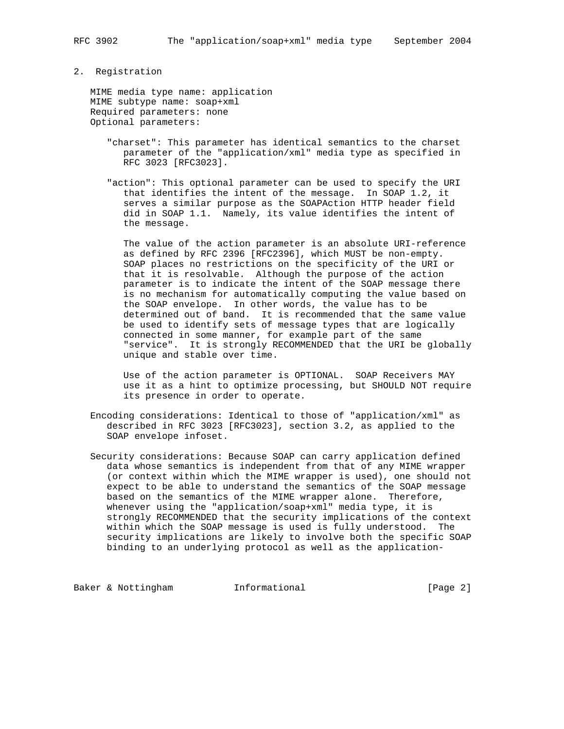## 2. Registration

MIME media type name: application
MIME subtype name: soap+xml
Required parameters: none
Optional parameters:

"charset": This parameter has identical semantics to the charset parameter of the "application/xml" media type as specified in RFC 3023 [RFC3023].

"action": This optional parameter can be used to specify the URI that identifies the intent of the message. In SOAP 1.2, it serves a similar purpose as the SOAPAction HTTP header field did in SOAP 1.1. Namely, its value identifies the intent of the message.

The value of the action parameter is an absolute URI-reference as defined by RFC 2396 [RFC2396], which MUST be non-empty. SOAP places no restrictions on the specificity of the URI or that it is resolvable. Although the purpose of the action parameter is to indicate the intent of the SOAP message there is no mechanism for automatically computing the value based on the SOAP envelope. In other words, the value has to be determined out of band. It is recommended that the same value be used to identify sets of message types that are logically connected in some manner, for example part of the same "service". It is strongly RECOMMENDED that the URI be globally unique and stable over time.

Use of the action parameter is OPTIONAL. SOAP Receivers MAY use it as a hint to optimize processing, but SHOULD NOT require its presence in order to operate.

Encoding considerations: Identical to those of "application/xml" as described in RFC 3023 [RFC3023], section 3.2, as applied to the SOAP envelope infoset.

Security considerations: Because SOAP can carry application defined data whose semantics is independent from that of any MIME wrapper (or context within which the MIME wrapper is used), one should not expect to be able to understand the semantics of the SOAP message based on the semantics of the MIME wrapper alone. Therefore, whenever using the "application/soap+xml" media type, it is strongly RECOMMENDED that the security implications of the context within which the SOAP message is used is fully understood. The security implications are likely to involve both the specific SOAP binding to an underlying protocol as well as the application-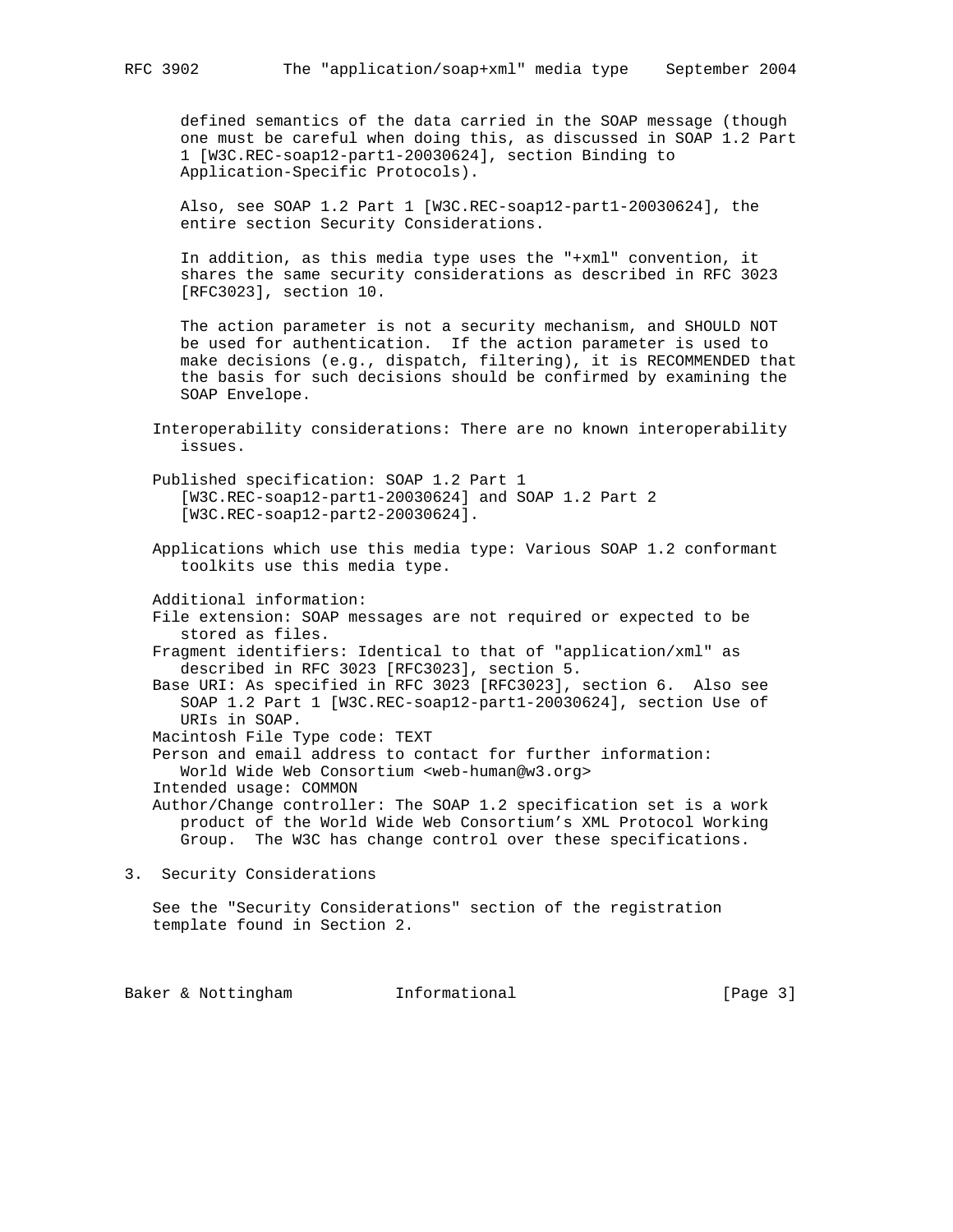defined semantics of the data carried in the SOAP message (though one must be careful when doing this, as discussed in SOAP 1.2 Part 1 [W3C.REC-soap12-part1-20030624], section Binding to Application-Specific Protocols).

Also, see SOAP 1.2 Part 1 [W3C.REC-soap12-part1-20030624], the entire section Security Considerations.

In addition, as this media type uses the "+xml" convention, it shares the same security considerations as described in RFC 3023 [RFC3023], section 10.

The action parameter is not a security mechanism, and SHOULD NOT be used for authentication. If the action parameter is used to make decisions (e.g., dispatch, filtering), it is RECOMMENDED that the basis for such decisions should be confirmed by examining the SOAP Envelope.

Interoperability considerations: There are no known interoperability issues.

Published specification: SOAP 1.2 Part 1 [W3C.REC-soap12-part1-20030624] and SOAP 1.2 Part 2 [W3C.REC-soap12-part2-20030624].

Applications which use this media type: Various SOAP 1.2 conformant toolkits use this media type.

Additional information:
File extension: SOAP messages are not required or expected to be stored as files.
Fragment identifiers: Identical to that of "application/xml" as described in RFC 3023 [RFC3023], section 5.
Base URI: As specified in RFC 3023 [RFC3023], section 6. Also see SOAP 1.2 Part 1 [W3C.REC-soap12-part1-20030624], section Use of URIs in SOAP.
Macintosh File Type code: TEXT
Person and email address to contact for further information: World Wide Web Consortium <web-human@w3.org>
Intended usage: COMMON
Author/Change controller: The SOAP 1.2 specification set is a work product of the World Wide Web Consortium's XML Protocol Working Group. The W3C has change control over these specifications.

## 3. Security Considerations

See the "Security Considerations" section of the registration template found in Section 2.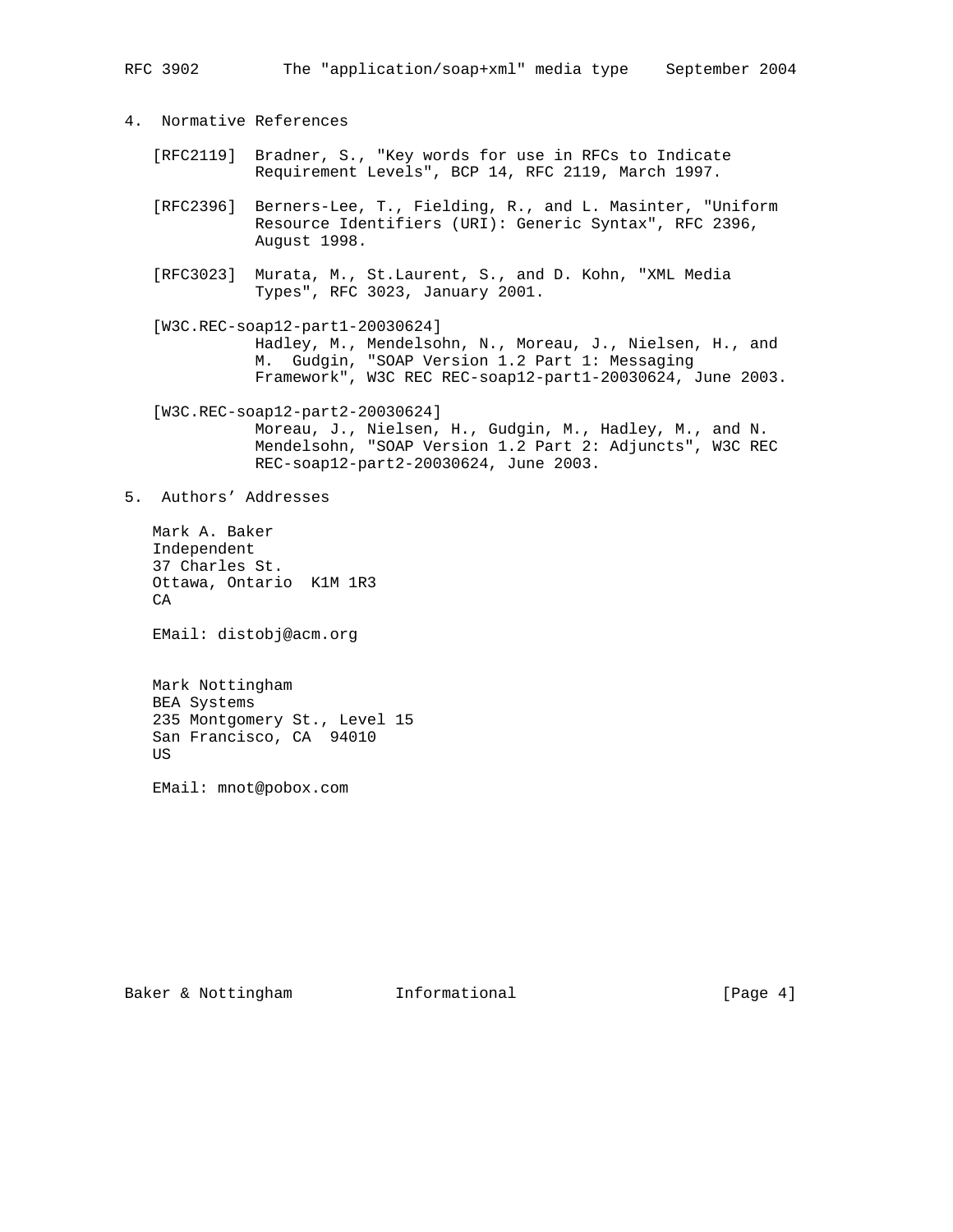## 4. Normative References

[RFC2119] Bradner, S., "Key words for use in RFCs to Indicate Requirement Levels", BCP 14, RFC 2119, March 1997.

[RFC2396] Berners-Lee, T., Fielding, R., and L. Masinter, "Uniform Resource Identifiers (URI): Generic Syntax", RFC 2396, August 1998.

[RFC3023] Murata, M., St.Laurent, S., and D. Kohn, "XML Media Types", RFC 3023, January 2001.

[W3C.REC-soap12-part1-20030624]
Hadley, M., Mendelsohn, N., Moreau, J., Nielsen, H., and M. Gudgin, "SOAP Version 1.2 Part 1: Messaging Framework", W3C REC REC-soap12-part1-20030624, June 2003.

[W3C.REC-soap12-part2-20030624]
Moreau, J., Nielsen, H., Gudgin, M., Hadley, M., and N. Mendelsohn, "SOAP Version 1.2 Part 2: Adjuncts", W3C REC REC-soap12-part2-20030624, June 2003.

## 5. Authors' Addresses

Mark A. Baker
Independent
37 Charles St.
Ottawa, Ontario K1M 1R3
CA

EMail: distobj@acm.org

Mark Nottingham
BEA Systems
235 Montgomery St., Level 15
San Francisco, CA 94010
US

EMail: mnot@pobox.com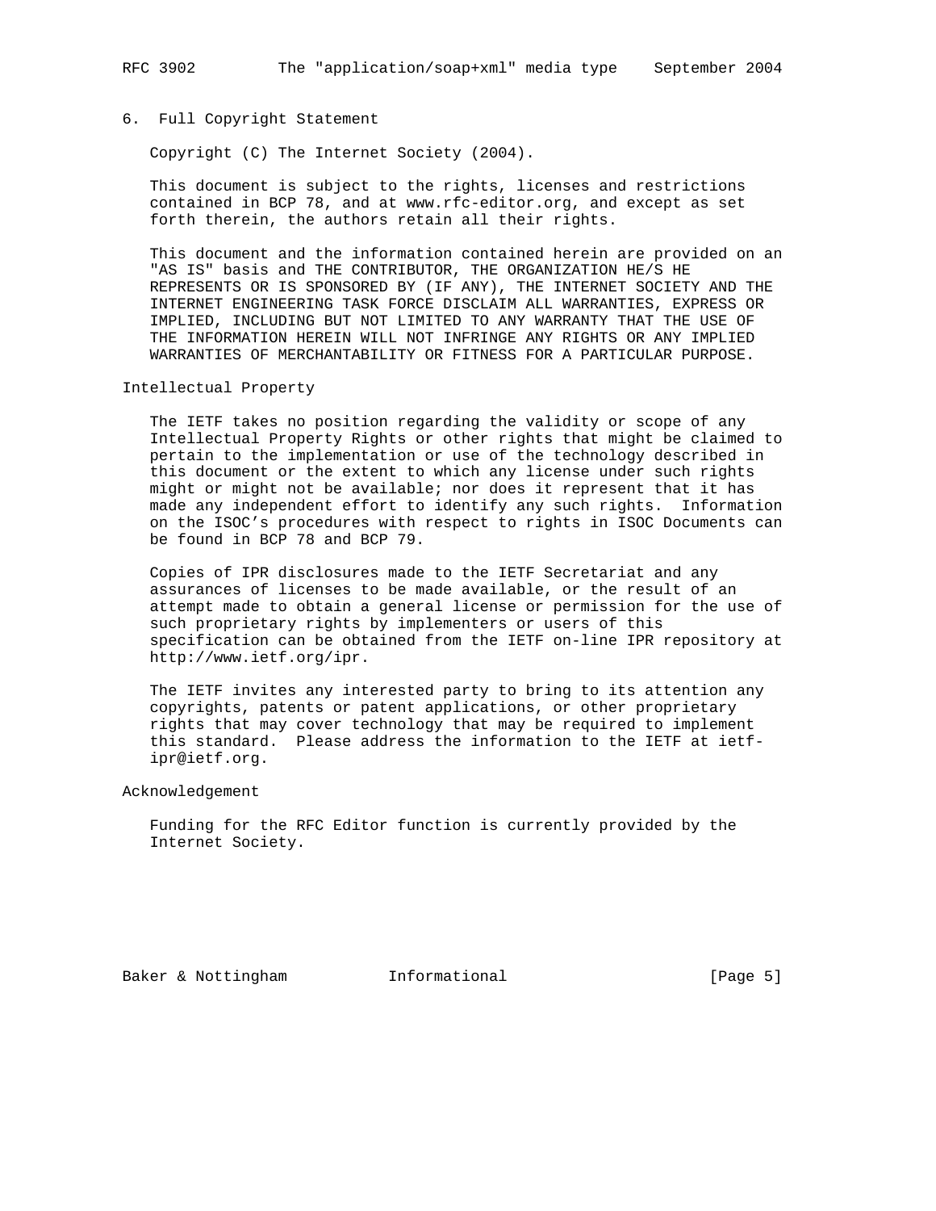## 6. Full Copyright Statement

Copyright (C) The Internet Society (2004).

This document is subject to the rights, licenses and restrictions contained in BCP 78, and at www.rfc-editor.org, and except as set forth therein, the authors retain all their rights.

This document and the information contained herein are provided on an "AS IS" basis and THE CONTRIBUTOR, THE ORGANIZATION HE/S HE REPRESENTS OR IS SPONSORED BY (IF ANY), THE INTERNET SOCIETY AND THE INTERNET ENGINEERING TASK FORCE DISCLAIM ALL WARRANTIES, EXPRESS OR IMPLIED, INCLUDING BUT NOT LIMITED TO ANY WARRANTY THAT THE USE OF THE INFORMATION HEREIN WILL NOT INFRINGE ANY RIGHTS OR ANY IMPLIED WARRANTIES OF MERCHANTABILITY OR FITNESS FOR A PARTICULAR PURPOSE.

### Intellectual Property

The IETF takes no position regarding the validity or scope of any Intellectual Property Rights or other rights that might be claimed to pertain to the implementation or use of the technology described in this document or the extent to which any license under such rights might or might not be available; nor does it represent that it has made any independent effort to identify any such rights. Information on the ISOC's procedures with respect to rights in ISOC Documents can be found in BCP 78 and BCP 79.

Copies of IPR disclosures made to the IETF Secretariat and any assurances of licenses to be made available, or the result of an attempt made to obtain a general license or permission for the use of such proprietary rights by implementers or users of this specification can be obtained from the IETF on-line IPR repository at http://www.ietf.org/ipr.

The IETF invites any interested party to bring to its attention any copyrights, patents or patent applications, or other proprietary rights that may cover technology that may be required to implement this standard. Please address the information to the IETF at ietf-ipr@ietf.org.

### Acknowledgement

Funding for the RFC Editor function is currently provided by the Internet Society.